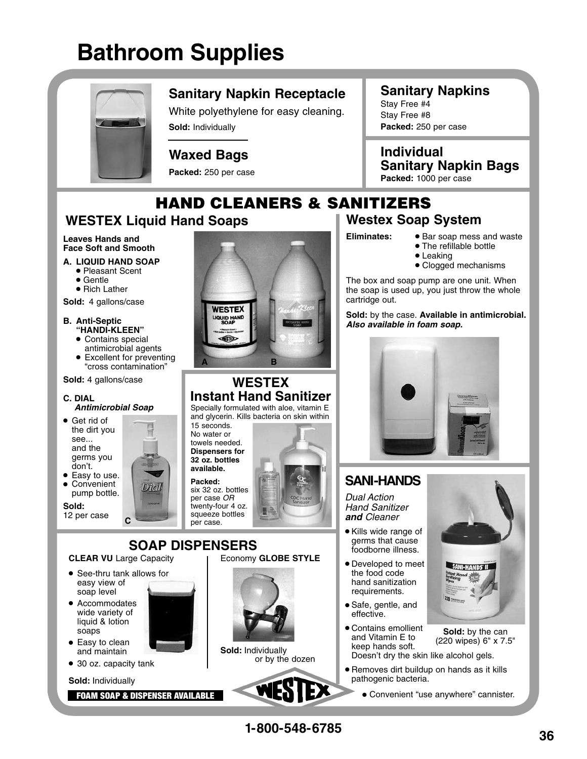# Bathroom Supplies

## Sanitary Napkin Receptacle

White polyethylene for easy cleaning.

**Sold:** Individually

## Waxed Bags

**Packed:** 250 per case

## Sanitary Napkins

Stay Free #4
Stay Free #8
**Packed:** 250 per case

## Individual Sanitary Napkin Bags

**Packed:** 1000 per case

# HAND CLEANERS & SANITIZERS

## WESTEX Liquid Hand Soaps

**Leaves Hands and Face Soft and Smooth**

**A. LIQUID HAND SOAP**
- Pleasant Scent
- Gentle
- Rich Lather

**Sold:** 4 gallons/case

**B. Anti-Septic "HANDI-KLEEN"**
- Contains special antimicrobial agents
- Excellent for preventing "cross contamination"

**Sold:** 4 gallons/case

**C. DIAL** ***Antimicrobial Soap***
- Get rid of the dirt you see... and the germs you don't.
- Easy to use.
- Convenient pump bottle.

**Sold:** 12 per case

## WESTEX Instant Hand Sanitizer

Specially formulated with aloe, vitamin E and glycerin. Kills bacteria on skin within 15 seconds. No water or towels needed. **Dispensers for 32 oz. bottles available.**

**Packed:** six 32 oz. bottles per case *OR* twenty-four 4 oz. squeeze bottles per case.

## Westex Soap System

**Eliminates:**
- Bar soap mess and waste
- The refillable bottle
- Leaking
- Clogged mechanisms

The box and soap pump are one unit. When the soap is used up, you just throw the whole cartridge out.

**Sold:** by the case. **Available in antimicrobial.** ***Also available in foam soap.***

## SANI-HANDS

*Dual Action Hand Sanitizer* ***and*** *Cleaner*

- Kills wide range of germs that cause foodborne illness.
- Developed to meet the food code hand sanitization requirements.
- Safe, gentle, and effective.
- Contains emollient and Vitamin E to keep hands soft. Doesn't dry the skin like alcohol gels.
- Removes dirt buildup on hands as it kills pathogenic bacteria.
- Convenient "use anywhere" cannister.

**Sold:** by the can (220 wipes) 6" x 7.5"

## SOAP DISPENSERS

**CLEAR VU** Large Capacity
- See-thru tank allows for easy view of soap level
- Accommodates wide variety of liquid & lotion soaps
- Easy to clean and maintain
- 30 oz. capacity tank

**Sold:** Individually

Economy **GLOBE STYLE**

**Sold:** Individually or by the dozen

**FOAM SOAP & DISPENSER AVAILABLE**

WESTEX

1-800-548-6785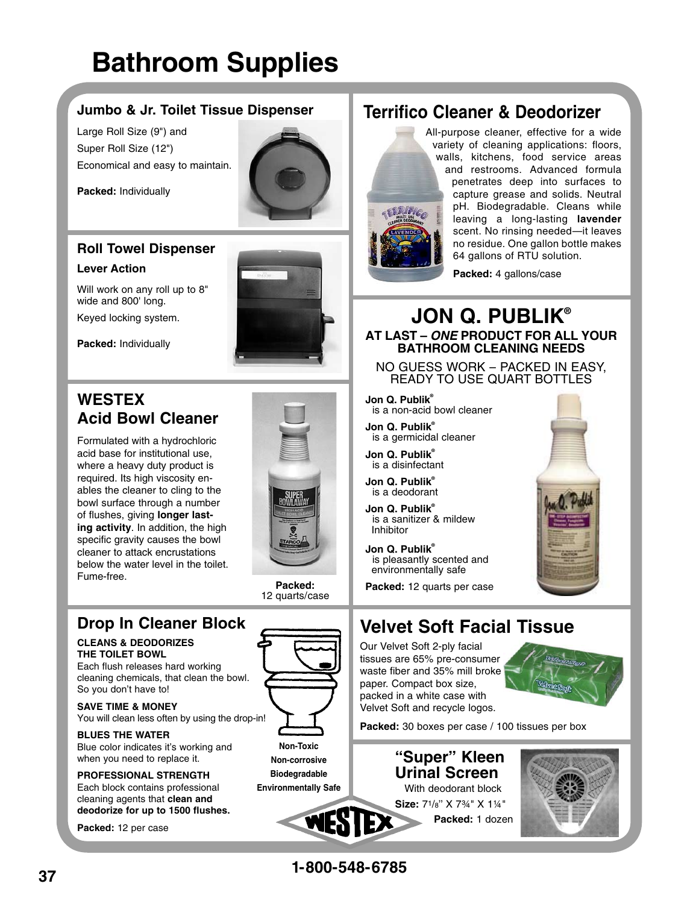# Bathroom Supplies

## Jumbo & Jr. Toilet Tissue Dispenser

Large Roll Size (9") and

Super Roll Size (12")

Economical and easy to maintain.

**Packed:** Individually

## Roll Towel Dispenser

**Lever Action**

Will work on any roll up to 8" wide and 800' long.

Keyed locking system.

**Packed:** Individually

## WESTEX Acid Bowl Cleaner

Formulated with a hydrochloric acid base for institutional use, where a heavy duty product is required. Its high viscosity enables the cleaner to cling to the bowl surface through a number of flushes, giving **longer lasting activity**. In addition, the high specific gravity causes the bowl cleaner to attack encrustations below the water level in the toilet. Fume-free.

**Packed:** 12 quarts/case

## Drop In Cleaner Block

**CLEANS & DEODORIZES THE TOILET BOWL**
Each flush releases hard working cleaning chemicals, that clean the bowl. So you don't have to!

**SAVE TIME & MONEY**
You will clean less often by using the drop-in!

**BLUES THE WATER**
Blue color indicates it's working and when you need to replace it.

**PROFESSIONAL STRENGTH**
Each block contains professional cleaning agents that **clean and deodorize for up to 1500 flushes.**

**Packed:** 12 per case

**Non-Toxic**
**Non-corrosive**
**Biodegradable**
**Environmentally Safe**

WESTEX

## Terrifico Cleaner & Deodorizer

All-purpose cleaner, effective for a wide variety of cleaning applications: floors, walls, kitchens, food service areas and restrooms. Advanced formula penetrates deep into surfaces to capture grease and solids. Neutral pH. Biodegradable. Cleans while leaving a long-lasting **lavender** scent. No rinsing needed—it leaves no residue. One gallon bottle makes 64 gallons of RTU solution.

**Packed:** 4 gallons/case

## JON Q. PUBLIK®

**AT LAST – *ONE* PRODUCT FOR ALL YOUR BATHROOM CLEANING NEEDS**

NO GUESS WORK – PACKED IN EASY, READY TO USE QUART BOTTLES

**Jon Q. Publik®** is a non-acid bowl cleaner

**Jon Q. Publik®** is a germicidal cleaner

**Jon Q. Publik®** is a disinfectant

**Jon Q. Publik®** is a deodorant

**Jon Q. Publik®** is a sanitizer & mildew Inhibitor

**Jon Q. Publik®** is pleasantly scented and environmentally safe

**Packed:** 12 quarts per case

## Velvet Soft Facial Tissue

Our Velvet Soft 2-ply facial tissues are 65% pre-consumer waste fiber and 35% mill broke paper. Compact box size, packed in a white case with Velvet Soft and recycle logos.

**Packed:** 30 boxes per case / 100 tissues per box

## "Super" Kleen Urinal Screen

With deodorant block

**Size:** 7⅛" X 7¾" X 1¼"

**Packed:** 1 dozen

1-800-548-6785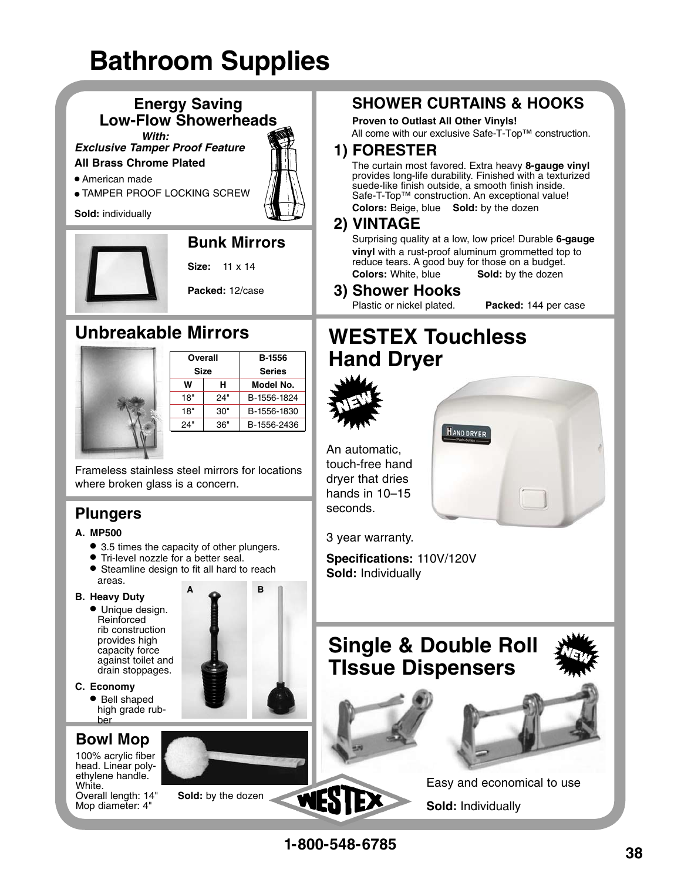# Bathroom Supplies

## Energy Saving Low-Flow Showerheads

***With:***
***Exclusive Tamper Proof Feature***

**All Brass Chrome Plated**

- American made
- TAMPER PROOF LOCKING SCREW

**Sold:** individually

## Bunk Mirrors

**Size:** 11 x 14

**Packed:** 12/case

## Unbreakable Mirrors

| Overall Size | | B-1556 Series |
|---|---|---|
| W | H | Model No. |
| 18" | 24" | B-1556-1824 |
| 18" | 30" | B-1556-1830 |
| 24" | 36" | B-1556-2436 |

Frameless stainless steel mirrors for locations where broken glass is a concern.

## Plungers

**A. MP500**

- 3.5 times the capacity of other plungers.
- Tri-level nozzle for a better seal.
- Steamline design to fit all hard to reach areas.

**B. Heavy Duty**

- Unique design. Reinforced rib construction provides high capacity force against toilet and drain stoppages.

**C. Economy**

- Bell shaped high grade rubber

A B

## Bowl Mop

100% acrylic fiber head. Linear polyethylene handle. White.
Overall length: 14"
Mop diameter: 4"

**Sold:** by the dozen

## SHOWER CURTAINS & HOOKS

**Proven to Outlast All Other Vinyls!**
All come with our exclusive Safe-T-Top™ construction.

### 1) FORESTER

The curtain most favored. Extra heavy **8-gauge vinyl** provides long-life durability. Finished with a texturized suede-like finish outside, a smooth finish inside. Safe-T-Top™ construction. An exceptional value!
**Colors:** Beige, blue **Sold:** by the dozen

### 2) VINTAGE

Surprising quality at a low, low price! Durable **6-gauge vinyl** with a rust-proof aluminum grommetted top to reduce tears. A good buy for those on a budget.
**Colors:** White, blue **Sold:** by the dozen

### 3) Shower Hooks

Plastic or nickel plated. **Packed:** 144 per case

## WESTEX Touchless Hand Dryer

NEW

An automatic, touch-free hand dryer that dries hands in 10–15 seconds.

3 year warranty.

**Specifications:** 110V/120V
**Sold:** Individually

## Single & Double Roll TIssue Dispensers

NEW

Easy and economical to use

**Sold:** Individually

WESTEX

1-800-548-6785